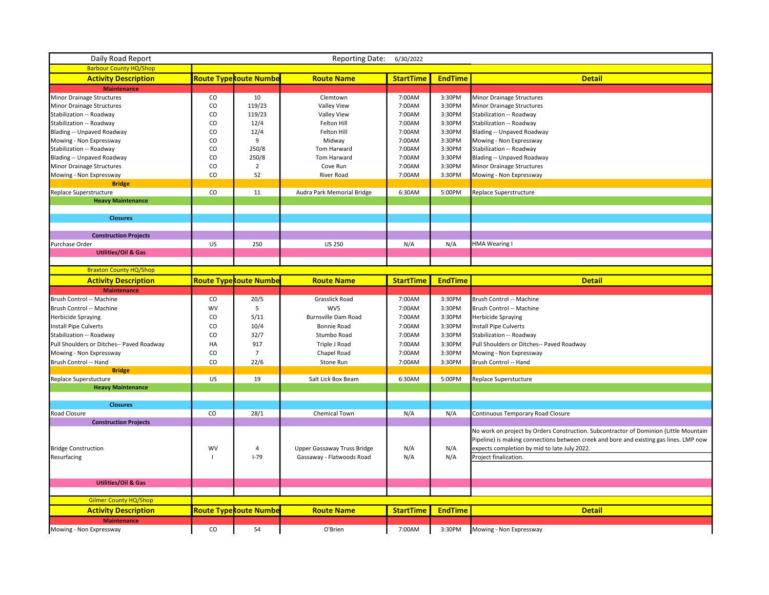Daily Road Report — Reporting Date: 6/30/2022

## Barbour County HQ/Shop

| Activity Description | Route Type | Route Number | Route Name | StartTime | EndTime | Detail |
|---|---|---|---|---|---|---|
| **Maintenance** | | | | | | |
| Minor Drainage Structures | CO | 10 | Clemtown | 7:00AM | 3:30PM | Minor Drainage Structures |
| Minor Drainage Structures | CO | 119/23 | Valley View | 7:00AM | 3:30PM | Minor Drainage Structures |
| Stabilization -- Roadway | CO | 119/23 | Valley View | 7:00AM | 3:30PM | Stabilization -- Roadway |
| Stabilization -- Roadway | CO | 12/4 | Felton Hill | 7:00AM | 3:30PM | Stabilization -- Roadway |
| Blading -- Unpaved Roadway | CO | 12/4 | Felton Hill | 7:00AM | 3:30PM | Blading -- Unpaved Roadway |
| Mowing - Non Expressway | CO | 9 | Midway | 7:00AM | 3:30PM | Mowing - Non Expressway |
| Stabilization -- Roadway | CO | 250/8 | Tom Harward | 7:00AM | 3:30PM | Stabilization -- Roadway |
| Blading -- Unpaved Roadway | CO | 250/8 | Tom Harward | 7:00AM | 3:30PM | Blading -- Unpaved Roadway |
| Minor Drainage Structures | CO | 2 | Cove Run | 7:00AM | 3:30PM | Minor Drainage Structures |
| Mowing - Non Expressway | CO | 52 | River Road | 7:00AM | 3:30PM | Mowing - Non Expressway |
| **Bridge** | | | | | | |
| Replace Superstructure | CO | 11 | Audra Park Memorial Bridge | 6:30AM | 5:00PM | Replace Superstructure |
| **Heavy Maintenance** | | | | | | |
| **Closures** | | | | | | |
| **Construction Projects** | | | | | | |
| Purchase Order | US | 250 | US 250 | N/A | N/A | HMA Wearing I |
| **Utilities/Oil & Gas** | | | | | | |

## Braxton County HQ/Shop

| Activity Description | Route Type | Route Number | Route Name | StartTime | EndTime | Detail |
|---|---|---|---|---|---|---|
| **Maintenance** | | | | | | |
| Brush Control -- Machine | CO | 20/5 | Grasslick Road | 7:00AM | 3:30PM | Brush Control -- Machine |
| Brush Control -- Machine | WV | 5 | WV5 | 7:00AM | 3:30PM | Brush Control -- Machine |
| Herbicide Spraying | CO | 5/11 | Burnsville Dam Road | 7:00AM | 3:30PM | Herbicide Spraying |
| Install Pipe Culverts | CO | 10/4 | Bonnie Road | 7:00AM | 3:30PM | Install Pipe Culverts |
| Stabilization -- Roadway | CO | 32/7 | Stumbo Road | 7:00AM | 3:30PM | Stabilization -- Roadway |
| Pull Shoulders or Ditches-- Paved Roadway | HA | 917 | Triple J Road | 7:00AM | 3:30PM | Pull Shoulders or Ditches-- Paved Roadway |
| Mowing - Non Expressway | CO | 7 | Chapel Road | 7:00AM | 3:30PM | Mowing - Non Expressway |
| Brush Control -- Hand | CO | 22/6 | Stone Run | 7:00AM | 3:30PM | Brush Control -- Hand |
| **Bridge** | | | | | | |
| Replace Superstucture | US | 19 | Salt Lick Box Beam | 6:30AM | 5:00PM | Replace Superstucture |
| **Heavy Maintenance** | | | | | | |
| **Closures** | | | | | | |
| Road Closure | CO | 28/1 | Chemical Town | N/A | N/A | Continuous Temporary Road Closure |
| **Construction Projects** | | | | | | |
| Bridge Construction | WV | 4 | Upper Gassaway Truss Bridge | N/A | N/A | No work on project by Orders Construction. Subcontractor of Dominion (Little Mountain Pipeline) is making connections between creek and bore and existing gas lines. LMP now expects completion by mid to late July 2022. |
| Resurfacing | I | I-79 | Gassaway - Flatwoods Road | N/A | N/A | Project finalization. |
| **Utilities/Oil & Gas** | | | | | | |

## Gilmer County HQ/Shop

| Activity Description | Route Type | Route Number | Route Name | StartTime | EndTime | Detail |
|---|---|---|---|---|---|---|
| **Maintenance** | | | | | | |
| Mowing - Non Expressway | CO | 54 | O'Brien | 7:00AM | 3:30PM | Mowing - Non Expressway |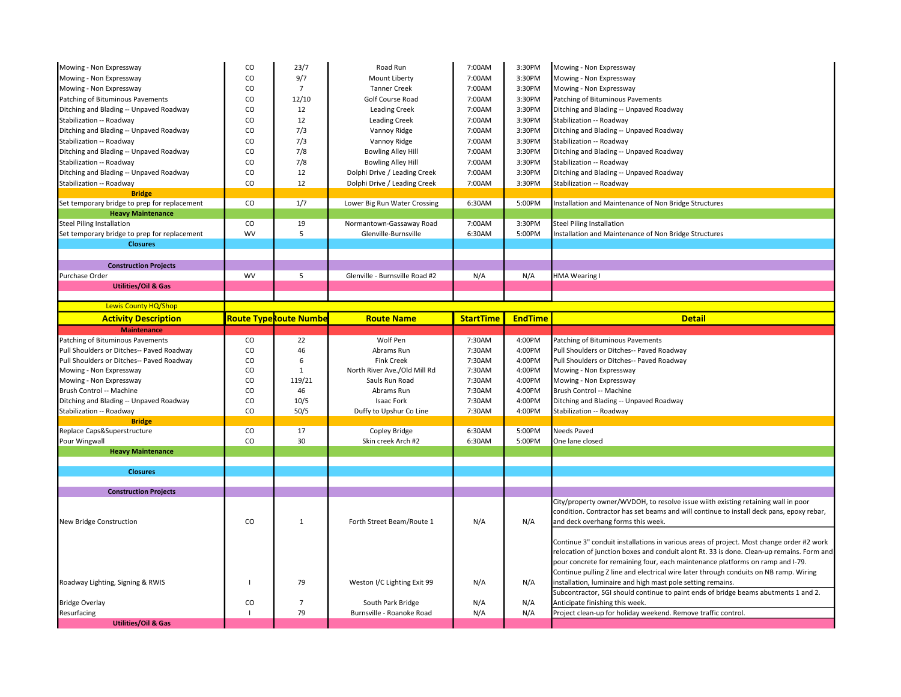| | | | | | | |
|---|---|---|---|---|---|---|
| Mowing - Non Expressway | CO | 23/7 | Road Run | 7:00AM | 3:30PM | Mowing - Non Expressway |
| Mowing - Non Expressway | CO | 9/7 | Mount Liberty | 7:00AM | 3:30PM | Mowing - Non Expressway |
| Mowing - Non Expressway | CO | 7 | Tanner Creek | 7:00AM | 3:30PM | Mowing - Non Expressway |
| Patching of Bituminous Pavements | CO | 12/10 | Golf Course Road | 7:00AM | 3:30PM | Patching of Bituminous Pavements |
| Ditching and Blading -- Unpaved Roadway | CO | 12 | Leading Creek | 7:00AM | 3:30PM | Ditching and Blading -- Unpaved Roadway |
| Stabilization -- Roadway | CO | 12 | Leading Creek | 7:00AM | 3:30PM | Stabilization -- Roadway |
| Ditching and Blading -- Unpaved Roadway | CO | 7/3 | Vannoy Ridge | 7:00AM | 3:30PM | Ditching and Blading -- Unpaved Roadway |
| Stabilization -- Roadway | CO | 7/3 | Vannoy Ridge | 7:00AM | 3:30PM | Stabilization -- Roadway |
| Ditching and Blading -- Unpaved Roadway | CO | 7/8 | Bowling Alley Hill | 7:00AM | 3:30PM | Ditching and Blading -- Unpaved Roadway |
| Stabilization -- Roadway | CO | 7/8 | Bowling Alley Hill | 7:00AM | 3:30PM | Stabilization -- Roadway |
| Ditching and Blading -- Unpaved Roadway | CO | 12 | Dolphi Drive / Leading Creek | 7:00AM | 3:30PM | Ditching and Blading -- Unpaved Roadway |
| Stabilization -- Roadway | CO | 12 | Dolphi Drive / Leading Creek | 7:00AM | 3:30PM | Stabilization -- Roadway |
| **Bridge** | | | | | | |
| Set temporary bridge to prep for replacement | CO | 1/7 | Lower Big Run Water Crossing | 6:30AM | 5:00PM | Installation and Maintenance of Non Bridge Structures |
| **Heavy Maintenance** | | | | | | |
| Steel Piling Installation | CO | 19 | Normantown-Gassaway Road | 7:00AM | 3:30PM | Steel Piling Installation |
| Set temporary bridge to prep for replacement | WV | 5 | Glenville-Burnsville | 6:30AM | 5:00PM | Installation and Maintenance of Non Bridge Structures |
| **Closures** | | | | | | |
| **Construction Projects** | | | | | | |
| Purchase Order | WV | 5 | Glenville - Burnsville Road #2 | N/A | N/A | HMA Wearing I |
| **Utilities/Oil & Gas** | | | | | | |

Lewis County HQ/Shop

| Activity Description | Route Type | Route Number | Route Name | StartTime | EndTime | Detail |
|---|---|---|---|---|---|---|
| **Maintenance** | | | | | | |
| Patching of Bituminous Pavements | CO | 22 | Wolf Pen | 7:30AM | 4:00PM | Patching of Bituminous Pavements |
| Pull Shoulders or Ditches-- Paved Roadway | CO | 46 | Abrams Run | 7:30AM | 4:00PM | Pull Shoulders or Ditches-- Paved Roadway |
| Pull Shoulders or Ditches-- Paved Roadway | CO | 6 | Fink Creek | 7:30AM | 4:00PM | Pull Shoulders or Ditches-- Paved Roadway |
| Mowing - Non Expressway | CO | 1 | North River Ave./Old Mill Rd | 7:30AM | 4:00PM | Mowing - Non Expressway |
| Mowing - Non Expressway | CO | 119/21 | Sauls Run Road | 7:30AM | 4:00PM | Mowing - Non Expressway |
| Brush Control -- Machine | CO | 46 | Abrams Run | 7:30AM | 4:00PM | Brush Control -- Machine |
| Ditching and Blading -- Unpaved Roadway | CO | 10/5 | Isaac Fork | 7:30AM | 4:00PM | Ditching and Blading -- Unpaved Roadway |
| Stabilization -- Roadway | CO | 50/5 | Duffy to Upshur Co Line | 7:30AM | 4:00PM | Stabilization -- Roadway |
| **Bridge** | | | | | | |
| Replace Caps&Superstructure | CO | 17 | Copley Bridge | 6:30AM | 5:00PM | Needs Paved |
| Pour Wingwall | CO | 30 | Skin creek Arch #2 | 6:30AM | 5:00PM | One lane closed |
| **Heavy Maintenance** | | | | | | |
| **Closures** | | | | | | |
| **Construction Projects** | | | | | | |
| New Bridge Construction | CO | 1 | Forth Street Beam/Route 1 | N/A | N/A | City/property owner/WVDOH, to resolve issue wiith existing retaining wall in poor condition. Contractor has set beams and will continue to install deck pans, epoxy rebar, and deck overhang forms this week. |
| Roadway Lighting, Signing & RWIS | I | 79 | Weston I/C Lighting Exit 99 | N/A | N/A | Continue 3" conduit installations in various areas of project. Most change order #2 work relocation of junction boxes and conduit alont Rt. 33 is done. Clean-up remains. Form and pour concrete for remaining four, each maintenance platforms on ramp and I-79. Continue pulling Z line and electrical wire later through conduits on NB ramp. Wiring installation, luminaire and high mast pole setting remains. |
| Bridge Overlay | CO | 7 | South Park Bridge | N/A | N/A | Subcontractor, SGI should continue to paint ends of bridge beams abutments 1 and 2. Anticipate finishing this week. |
| Resurfacing | I | 79 | Burnsville - Roanoke Road | N/A | N/A | Project clean-up for holiday weekend. Remove traffic control. |
| **Utilities/Oil & Gas** | | | | | | |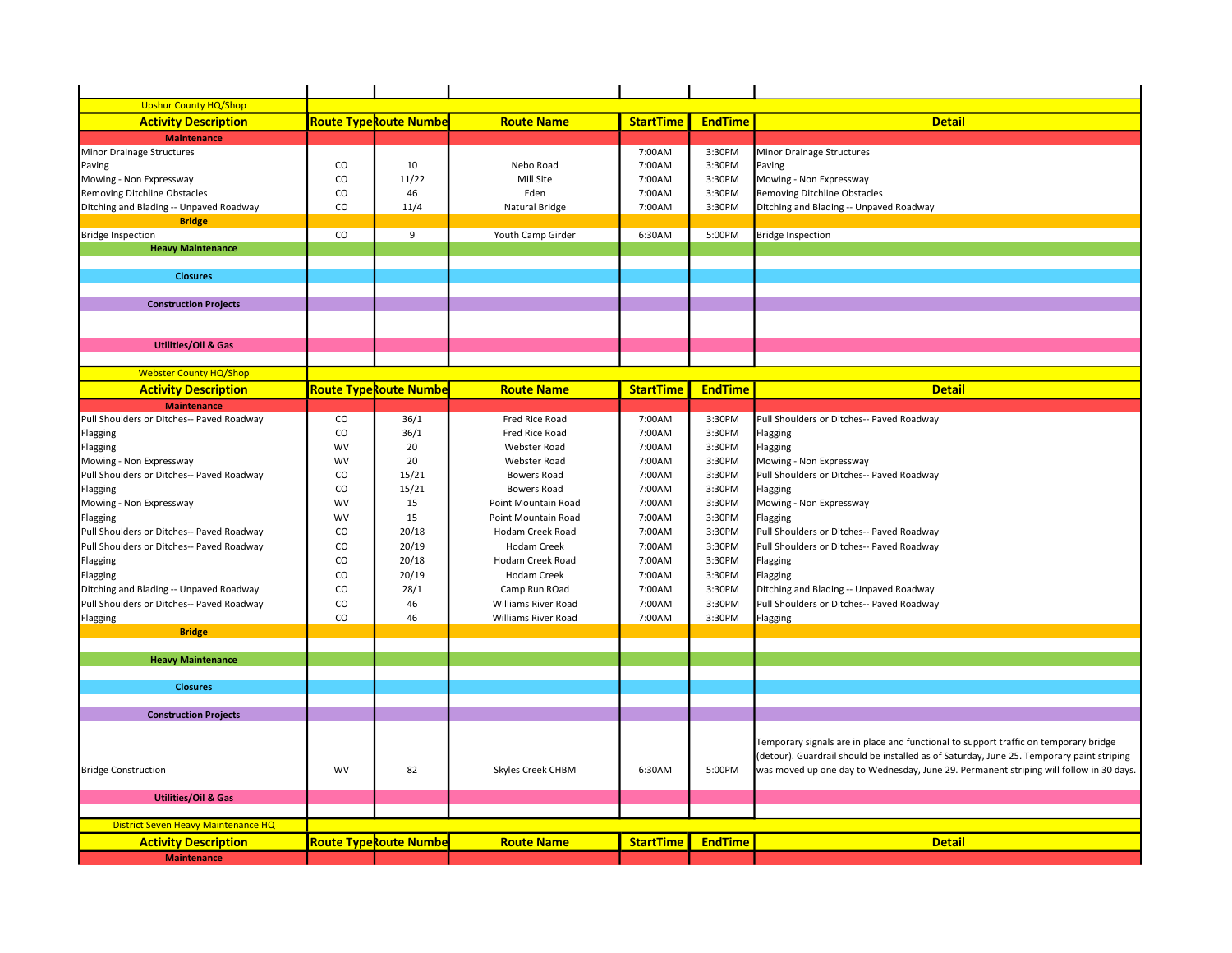## Upshur County HQ/Shop

| Activity Description | Route Type | Route Number | Route Name | StartTime | EndTime | Detail |
|---|---|---|---|---|---|---|
| **Maintenance** | | | | | | |
| Minor Drainage Structures | | | | 7:00AM | 3:30PM | Minor Drainage Structures |
| Paving | CO | 10 | Nebo Road | 7:00AM | 3:30PM | Paving |
| Mowing - Non Expressway | CO | 11/22 | Mill Site | 7:00AM | 3:30PM | Mowing - Non Expressway |
| Removing Ditchline Obstacles | CO | 46 | Eden | 7:00AM | 3:30PM | Removing Ditchline Obstacles |
| Ditching and Blading -- Unpaved Roadway | CO | 11/4 | Natural Bridge | 7:00AM | 3:30PM | Ditching and Blading -- Unpaved Roadway |
| **Bridge** | | | | | | |
| Bridge Inspection | CO | 9 | Youth Camp Girder | 6:30AM | 5:00PM | Bridge Inspection |
| **Heavy Maintenance** | | | | | | |
| **Closures** | | | | | | |
| **Construction Projects** | | | | | | |
| **Utilities/Oil & Gas** | | | | | | |

## Webster County HQ/Shop

| Activity Description | Route Type | Route Number | Route Name | StartTime | EndTime | Detail |
|---|---|---|---|---|---|---|
| **Maintenance** | | | | | | |
| Pull Shoulders or Ditches-- Paved Roadway | CO | 36/1 | Fred Rice Road | 7:00AM | 3:30PM | Pull Shoulders or Ditches-- Paved Roadway |
| Flagging | CO | 36/1 | Fred Rice Road | 7:00AM | 3:30PM | Flagging |
| Flagging | WV | 20 | Webster Road | 7:00AM | 3:30PM | Flagging |
| Mowing - Non Expressway | WV | 20 | Webster Road | 7:00AM | 3:30PM | Mowing - Non Expressway |
| Pull Shoulders or Ditches-- Paved Roadway | CO | 15/21 | Bowers Road | 7:00AM | 3:30PM | Pull Shoulders or Ditches-- Paved Roadway |
| Flagging | CO | 15/21 | Bowers Road | 7:00AM | 3:30PM | Flagging |
| Mowing - Non Expressway | WV | 15 | Point Mountain Road | 7:00AM | 3:30PM | Mowing - Non Expressway |
| Flagging | WV | 15 | Point Mountain Road | 7:00AM | 3:30PM | Flagging |
| Pull Shoulders or Ditches-- Paved Roadway | CO | 20/18 | Hodam Creek Road | 7:00AM | 3:30PM | Pull Shoulders or Ditches-- Paved Roadway |
| Pull Shoulders or Ditches-- Paved Roadway | CO | 20/19 | Hodam Creek | 7:00AM | 3:30PM | Pull Shoulders or Ditches-- Paved Roadway |
| Flagging | CO | 20/18 | Hodam Creek Road | 7:00AM | 3:30PM | Flagging |
| Flagging | CO | 20/19 | Hodam Creek | 7:00AM | 3:30PM | Flagging |
| Ditching and Blading -- Unpaved Roadway | CO | 28/1 | Camp Run ROad | 7:00AM | 3:30PM | Ditching and Blading -- Unpaved Roadway |
| Pull Shoulders or Ditches-- Paved Roadway | CO | 46 | Williams River Road | 7:00AM | 3:30PM | Pull Shoulders or Ditches-- Paved Roadway |
| Flagging | CO | 46 | Williams River Road | 7:00AM | 3:30PM | Flagging |
| **Bridge** | | | | | | |
| **Heavy Maintenance** | | | | | | |
| **Closures** | | | | | | |
| **Construction Projects** | | | | | | |
| Bridge Construction | WV | 82 | Skyles Creek CHBM | 6:30AM | 5:00PM | Temporary signals are in place and functional to support traffic on temporary bridge (detour). Guardrail should be installed as of Saturday, June 25. Temporary paint striping was moved up one day to Wednesday, June 29. Permanent striping will follow in 30 days. |
| **Utilities/Oil & Gas** | | | | | | |

## District Seven Heavy Maintenance HQ

| Activity Description | Route Type | Route Number | Route Name | StartTime | EndTime | Detail |
|---|---|---|---|---|---|---|
| **Maintenance** | | | | | | |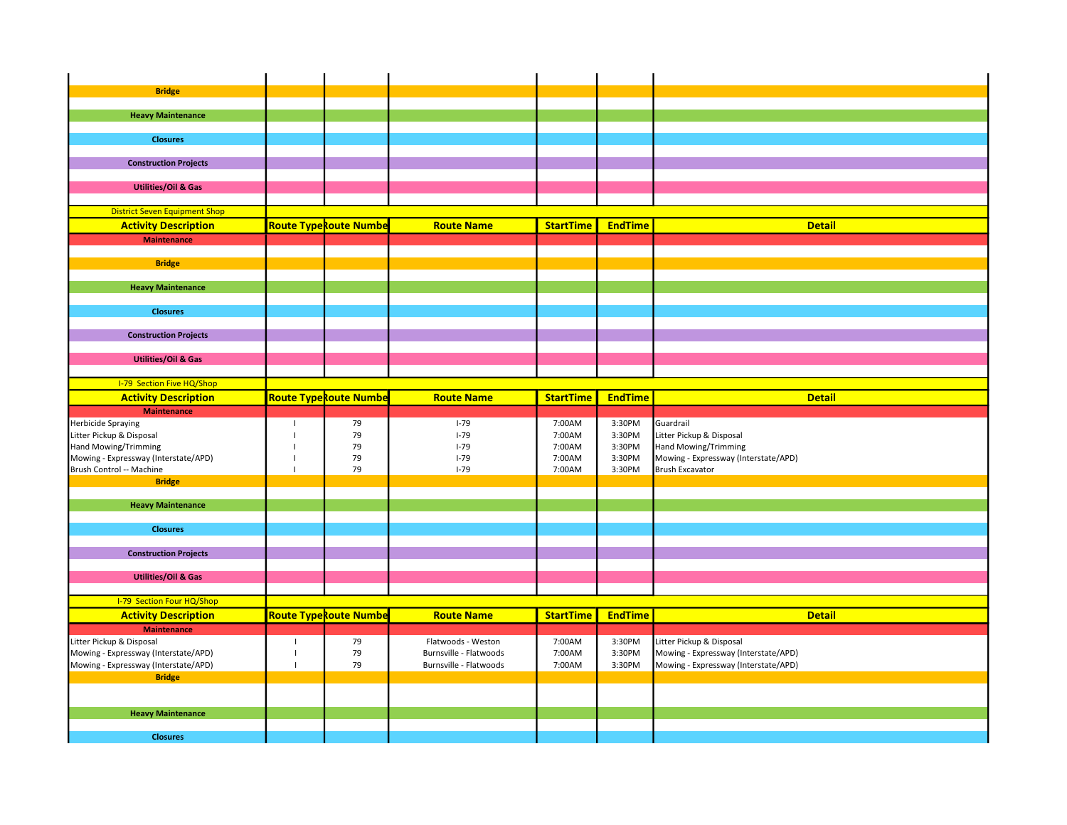| Activity Description | Route Type | Route Number | Route Name | StartTime | EndTime | Detail |
|---|---|---|---|---|---|---|
| **Bridge** | | | | | | |
| | | | | | | |
| **Heavy Maintenance** | | | | | | |
| | | | | | | |
| **Closures** | | | | | | |
| | | | | | | |
| **Construction Projects** | | | | | | |
| | | | | | | |
| **Utilities/Oil & Gas** | | | | | | |

District Seven Equipment Shop

| Activity Description | Route Type | Route Number | Route Name | StartTime | EndTime | Detail |
|---|---|---|---|---|---|---|
| **Maintenance** | | | | | | |
| | | | | | | |
| **Bridge** | | | | | | |
| | | | | | | |
| **Heavy Maintenance** | | | | | | |
| | | | | | | |
| **Closures** | | | | | | |
| | | | | | | |
| **Construction Projects** | | | | | | |
| | | | | | | |
| **Utilities/Oil & Gas** | | | | | | |

I-79 Section Five HQ/Shop

| Activity Description | Route Type | Route Number | Route Name | StartTime | EndTime | Detail |
|---|---|---|---|---|---|---|
| **Maintenance** | | | | | | |
| Herbicide Spraying | I | 79 | I-79 | 7:00AM | 3:30PM | Guardrail |
| Litter Pickup & Disposal | I | 79 | I-79 | 7:00AM | 3:30PM | Litter Pickup & Disposal |
| Hand Mowing/Trimming | I | 79 | I-79 | 7:00AM | 3:30PM | Hand Mowing/Trimming |
| Mowing - Expressway (Interstate/APD) | I | 79 | I-79 | 7:00AM | 3:30PM | Mowing - Expressway (Interstate/APD) |
| Brush Control -- Machine | I | 79 | I-79 | 7:00AM | 3:30PM | Brush Excavator |
| **Bridge** | | | | | | |
| | | | | | | |
| **Heavy Maintenance** | | | | | | |
| | | | | | | |
| **Closures** | | | | | | |
| | | | | | | |
| **Construction Projects** | | | | | | |
| | | | | | | |
| **Utilities/Oil & Gas** | | | | | | |

I-79 Section Four HQ/Shop

| Activity Description | Route Type | Route Number | Route Name | StartTime | EndTime | Detail |
|---|---|---|---|---|---|---|
| **Maintenance** | | | | | | |
| Litter Pickup & Disposal | I | 79 | Flatwoods - Weston | 7:00AM | 3:30PM | Litter Pickup & Disposal |
| Mowing - Expressway (Interstate/APD) | I | 79 | Burnsville - Flatwoods | 7:00AM | 3:30PM | Mowing - Expressway (Interstate/APD) |
| Mowing - Expressway (Interstate/APD) | I | 79 | Burnsville - Flatwoods | 7:00AM | 3:30PM | Mowing - Expressway (Interstate/APD) |
| **Bridge** | | | | | | |
| | | | | | | |
| **Heavy Maintenance** | | | | | | |
| | | | | | | |
| **Closures** | | | | | | |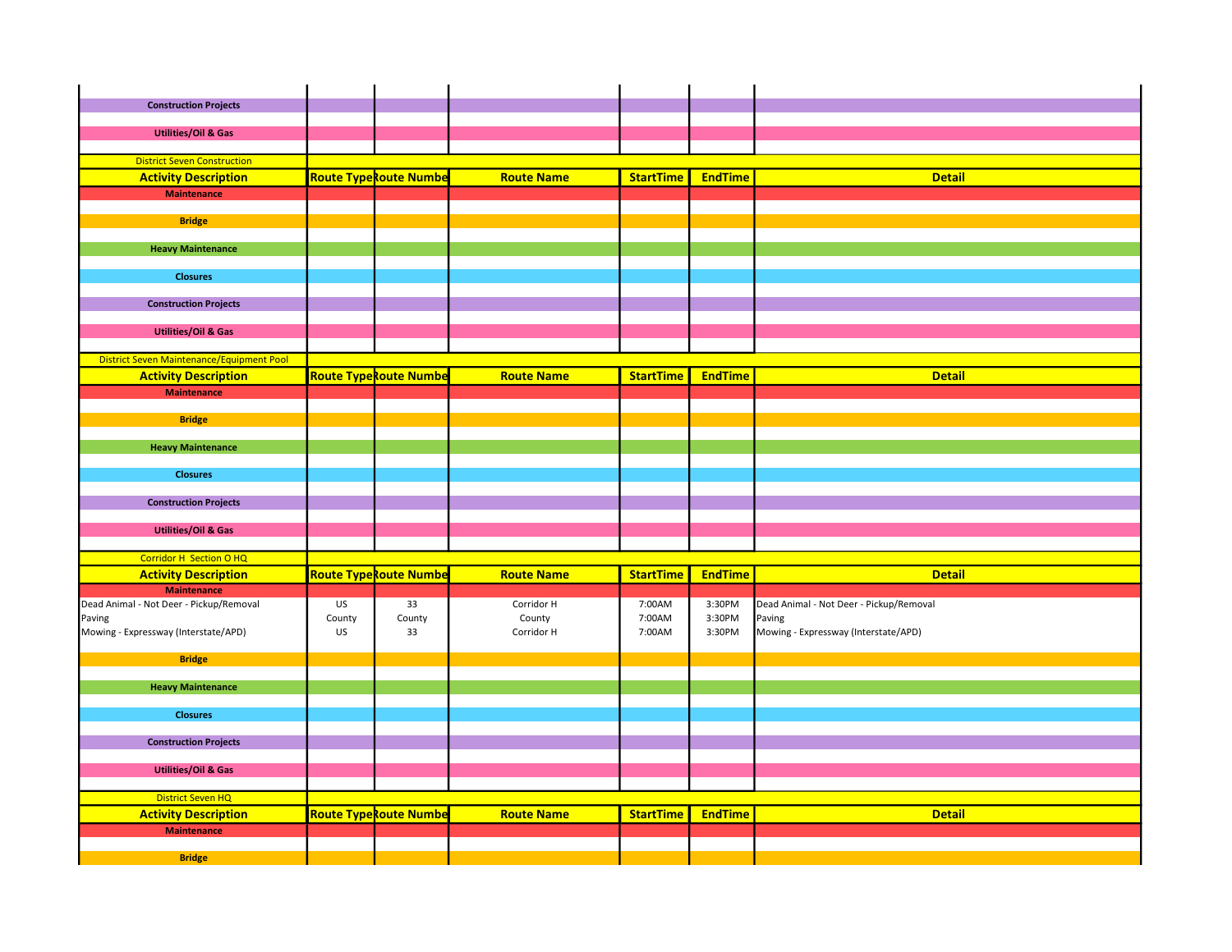| Construction Projects | | | | | | |
|---|---|---|---|---|---|---|
| Utilities/Oil & Gas | | | | | | |

District Seven Construction

| Activity Description | Route Type | Route Number | Route Name | StartTime | EndTime | Detail |
|---|---|---|---|---|---|---|
| **Maintenance** | | | | | | |
| **Bridge** | | | | | | |
| **Heavy Maintenance** | | | | | | |
| **Closures** | | | | | | |
| **Construction Projects** | | | | | | |
| **Utilities/Oil & Gas** | | | | | | |

District Seven Maintenance/Equipment Pool

| Activity Description | Route Type | Route Number | Route Name | StartTime | EndTime | Detail |
|---|---|---|---|---|---|---|
| **Maintenance** | | | | | | |
| **Bridge** | | | | | | |
| **Heavy Maintenance** | | | | | | |
| **Closures** | | | | | | |
| **Construction Projects** | | | | | | |
| **Utilities/Oil & Gas** | | | | | | |

Corridor H Section O HQ

| Activity Description | Route Type | Route Number | Route Name | StartTime | EndTime | Detail |
|---|---|---|---|---|---|---|
| **Maintenance** | | | | | | |
| Dead Animal - Not Deer - Pickup/Removal | US | 33 | Corridor H | 7:00AM | 3:30PM | Dead Animal - Not Deer - Pickup/Removal |
| Paving | County | County | County | 7:00AM | 3:30PM | Paving |
| Mowing - Expressway (Interstate/APD) | US | 33 | Corridor H | 7:00AM | 3:30PM | Mowing - Expressway (Interstate/APD) |
| **Bridge** | | | | | | |
| **Heavy Maintenance** | | | | | | |
| **Closures** | | | | | | |
| **Construction Projects** | | | | | | |
| **Utilities/Oil & Gas** | | | | | | |

District Seven HQ

| Activity Description | Route Type | Route Number | Route Name | StartTime | EndTime | Detail |
|---|---|---|---|---|---|---|
| **Maintenance** | | | | | | |
| **Bridge** | | | | | | |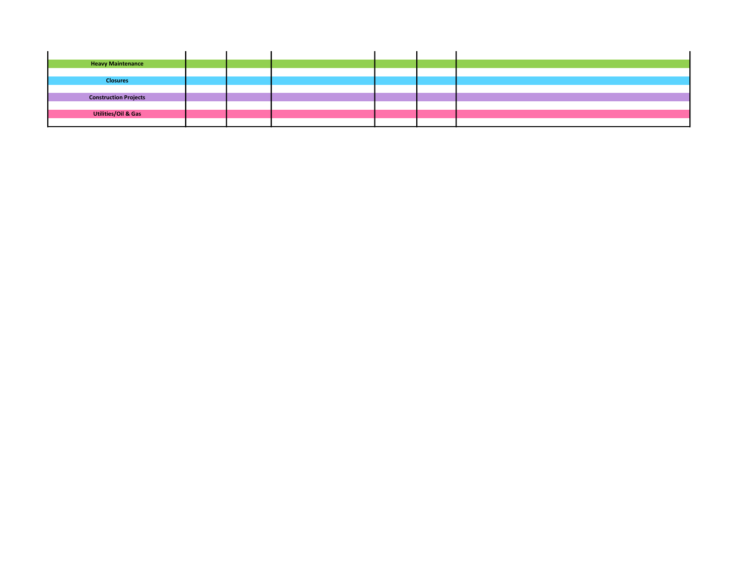| | | | | | | |
|---|---|---|---|---|---|---|
| **Heavy Maintenance** | | | | | | |
| | | | | | | |
| **Closures** | | | | | | |
| | | | | | | |
| **Construction Projects** | | | | | | |
| | | | | | | |
| **Utilities/Oil & Gas** | | | | | | |
| | | | | | | |